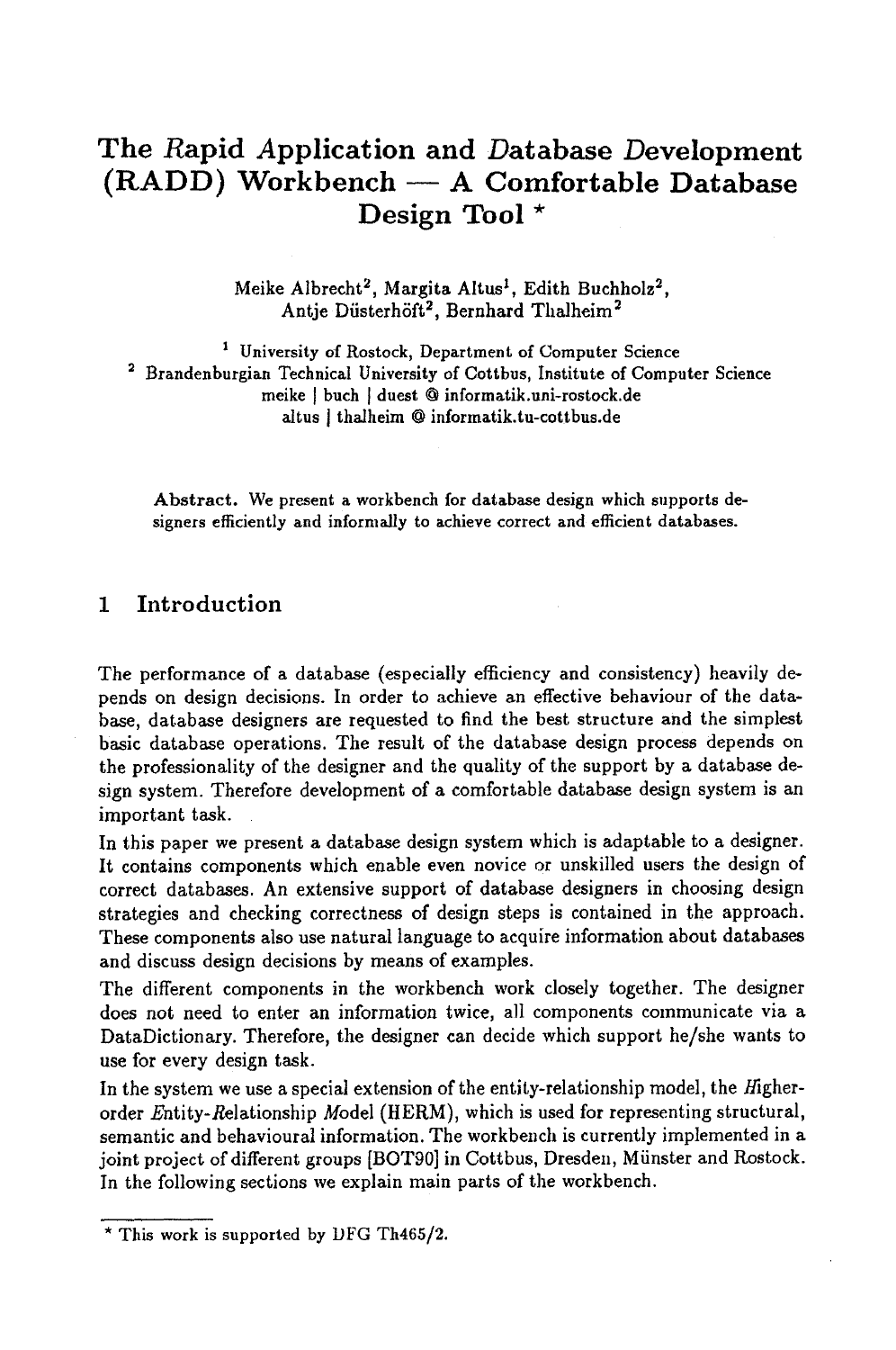# The *R*apid *A*pplication and *D*atabase *D*evelopment (RADD) Workbench — A Comfortable Database Design Tool *

Meike Albrecht[2], Margita Altus[1], Edith Buchholz[2], Antje Düsterhöft[2], Bernhard Thalheim[2]

[1] University of Rostock, Department of Computer Science
[2] Brandenburgian Technical University of Cottbus, Institute of Computer Science
meike | buch | duest @ informatik.uni-rostock.de
altus | thalheim @ informatik.tu-cottbus.de

**Abstract.** We present a workbench for database design which supports designers efficiently and informally to achieve correct and efficient databases.

## 1 Introduction

The performance of a database (especially efficiency and consistency) heavily depends on design decisions. In order to achieve an effective behaviour of the database, database designers are requested to find the best structure and the simplest basic database operations. The result of the database design process depends on the professionality of the designer and the quality of the support by a database design system. Therefore development of a comfortable database design system is an important task.

In this paper we present a database design system which is adaptable to a designer. It contains components which enable even novice or unskilled users the design of correct databases. An extensive support of database designers in choosing design strategies and checking correctness of design steps is contained in the approach. These components also use natural language to acquire information about databases and discuss design decisions by means of examples.

The different components in the workbench work closely together. The designer does not need to enter an information twice, all components communicate via a DataDictionary. Therefore, the designer can decide which support he/she wants to use for every design task.

In the system we use a special extension of the entity-relationship model, the *H*igher-order *E*ntity-*R*elationship *M*odel (HERM), which is used for representing structural, semantic and behavioural information. The workbench is currently implemented in a joint project of different groups [BOT90] in Cottbus, Dresden, Münster and Rostock. In the following sections we explain main parts of the workbench.

* This work is supported by DFG Th465/2.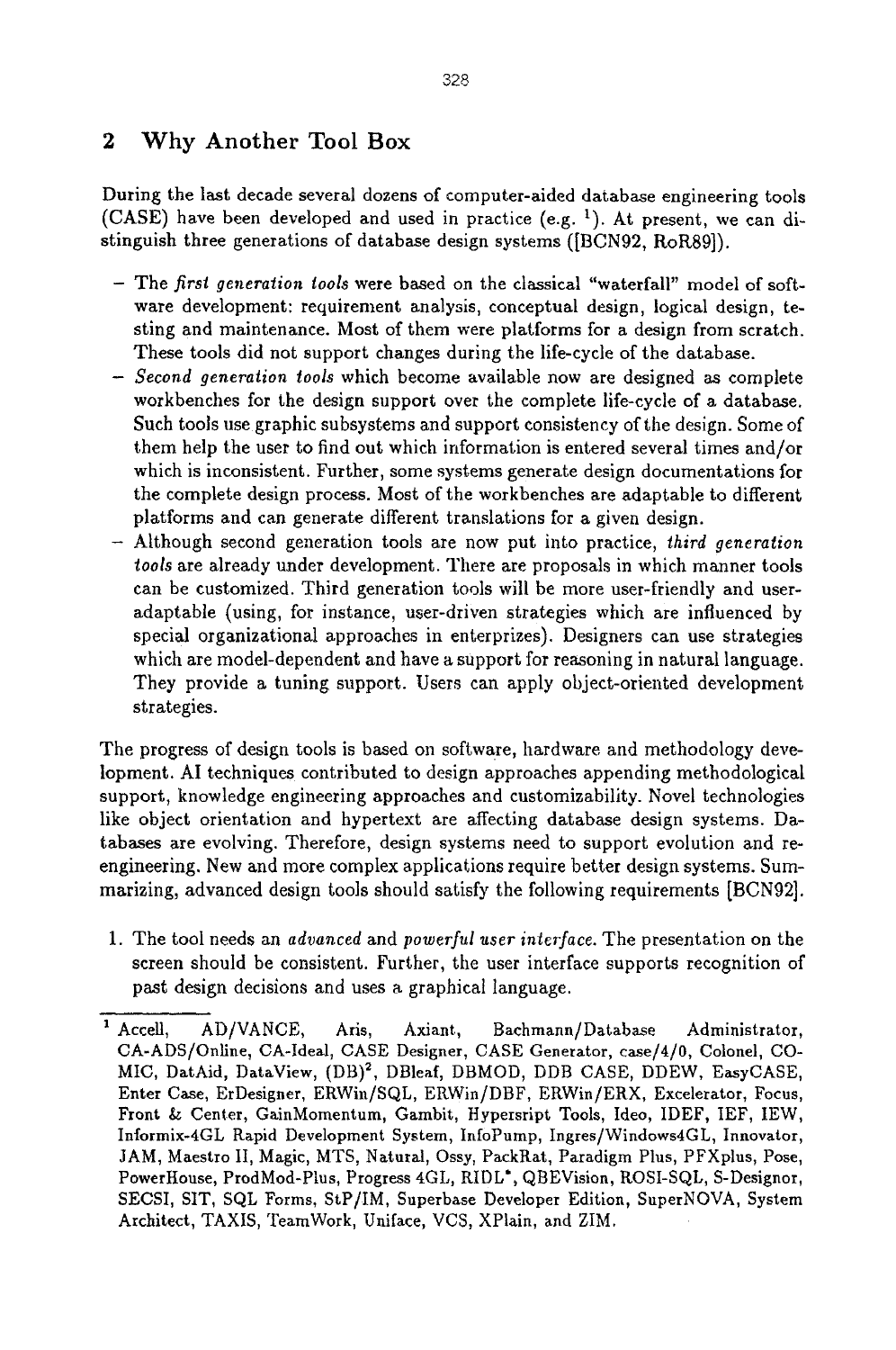## 2 Why Another Tool Box

During the last decade several dozens of computer-aided database engineering tools (CASE) have been developed and used in practice (e.g. [1]). At present, we can distinguish three generations of database design systems ([BCN92, RoR89]).

- The *first generation tools* were based on the classical "waterfall" model of software development: requirement analysis, conceptual design, logical design, testing and maintenance. Most of them were platforms for a design from scratch. These tools did not support changes during the life-cycle of the database.
- *Second generation tools* which become available now are designed as complete workbenches for the design support over the complete life-cycle of a database. Such tools use graphic subsystems and support consistency of the design. Some of them help the user to find out which information is entered several times and/or which is inconsistent. Further, some systems generate design documentations for the complete design process. Most of the workbenches are adaptable to different platforms and can generate different translations for a given design.
- Although second generation tools are now put into practice, *third generation tools* are already under development. There are proposals in which manner tools can be customized. Third generation tools will be more user-friendly and user-adaptable (using, for instance, user-driven strategies which are influenced by special organizational approaches in enterprizes). Designers can use strategies which are model-dependent and have a support for reasoning in natural language. They provide a tuning support. Users can apply object-oriented development strategies.

The progress of design tools is based on software, hardware and methodology development. AI techniques contributed to design approaches appending methodological support, knowledge engineering approaches and customizability. Novel technologies like object orientation and hypertext are affecting database design systems. Databases are evolving. Therefore, design systems need to support evolution and re-engineering. New and more complex applications require better design systems. Summarizing, advanced design tools should satisfy the following requirements [BCN92].

1. The tool needs an *advanced* and *powerful user interface*. The presentation on the screen should be consistent. Further, the user interface supports recognition of past design decisions and uses a graphical language.

---

[1] Accell, AD/VANCE, Aris, Axiant, Bachmann/Database Administrator, CA-ADS/Online, CA-Ideal, CASE Designer, CASE Generator, case/4/0, Colonel, COMIC, DatAid, DataView, $(DB)^2$, DBleaf, DBMOD, DDB CASE, DDEW, EasyCASE, Enter Case, ErDesigner, ERWin/SQL, ERWin/DBF, ERWin/ERX, Excelerator, Focus, Front & Center, GainMomentum, Gambit, Hypersript Tools, Ideo, IDEF, IEF, IEW, Informix-4GL Rapid Development System, InfoPump, Ingres/Windows4GL, Innovator, JAM, Maestro II, Magic, MTS, Natural, Ossy, PackRat, Paradigm Plus, PFXplus, Pose, PowerHouse, ProdMod-Plus, Progress 4GL, RIDL*, QBEVision, ROSI-SQL, S-Designor, SECSI, SIT, SQL Forms, StP/IM, Superbase Developer Edition, SuperNOVA, System Architect, TAXIS, TeamWork, Uniface, VCS, XPlain, and ZIM.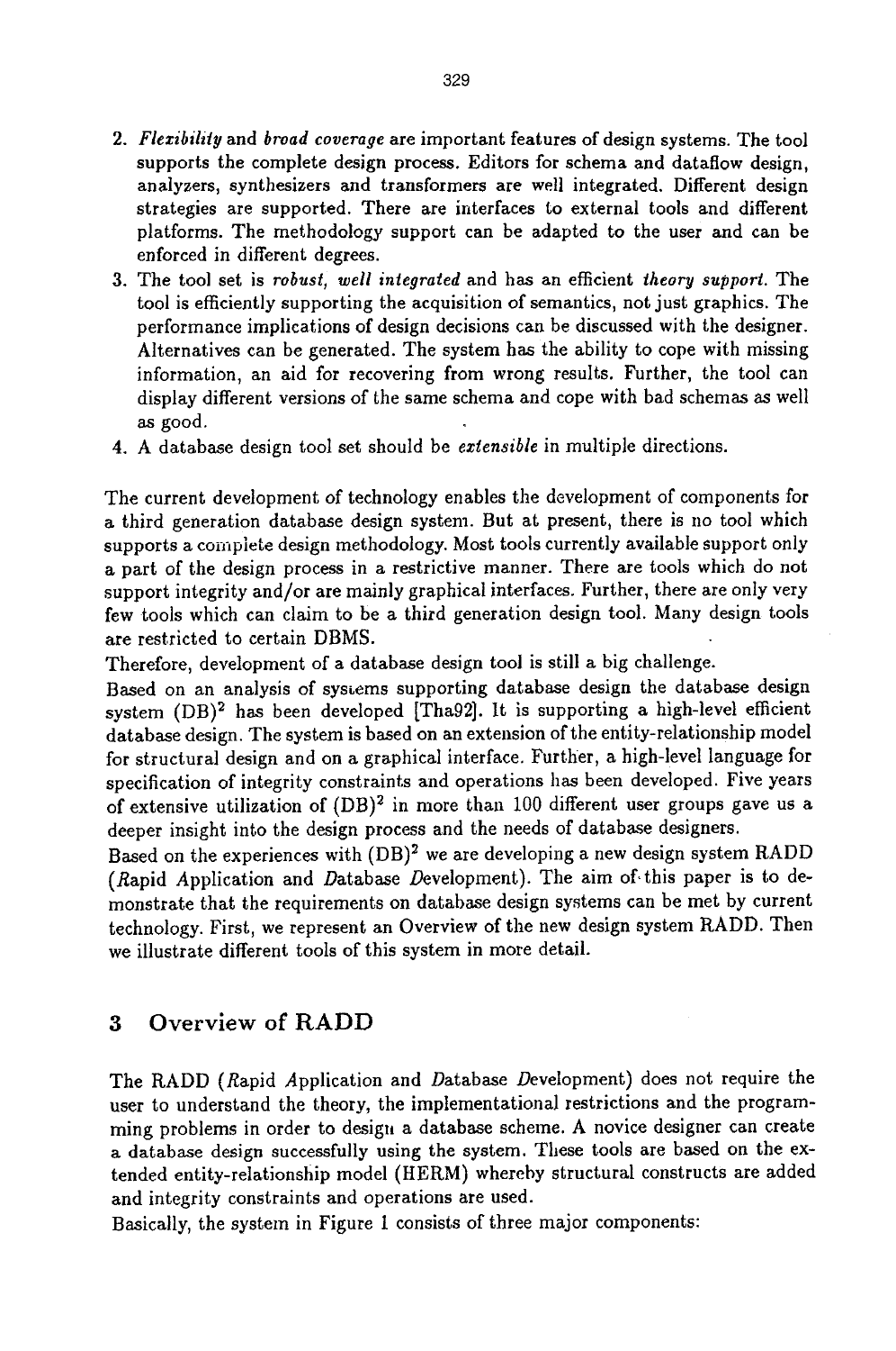2. *Flexibility* and *broad coverage* are important features of design systems. The tool supports the complete design process. Editors for schema and dataflow design, analyzers, synthesizers and transformers are well integrated. Different design strategies are supported. There are interfaces to external tools and different platforms. The methodology support can be adapted to the user and can be enforced in different degrees.
3. The tool set is *robust, well integrated* and has an efficient *theory support*. The tool is efficiently supporting the acquisition of semantics, not just graphics. The performance implications of design decisions can be discussed with the designer. Alternatives can be generated. The system has the ability to cope with missing information, an aid for recovering from wrong results. Further, the tool can display different versions of the same schema and cope with bad schemas as well as good.
4. A database design tool set should be *extensible* in multiple directions.

The current development of technology enables the development of components for a third generation database design system. But at present, there is no tool which supports a complete design methodology. Most tools currently available support only a part of the design process in a restrictive manner. There are tools which do not support integrity and/or are mainly graphical interfaces. Further, there are only very few tools which can claim to be a third generation design tool. Many design tools are restricted to certain DBMS.

Therefore, development of a database design tool is still a big challenge.

Based on an analysis of systems supporting database design the database design system $(DB)^2$ has been developed [Tha92]. It is supporting a high-level efficient database design. The system is based on an extension of the entity-relationship model for structural design and on a graphical interface. Further, a high-level language for specification of integrity constraints and operations has been developed. Five years of extensive utilization of $(DB)^2$ in more than 100 different user groups gave us a deeper insight into the design process and the needs of database designers.

Based on the experiences with $(DB)^2$ we are developing a new design system RADD (*R*apid *A*pplication and *D*atabase *D*evelopment). The aim of this paper is to demonstrate that the requirements on database design systems can be met by current technology. First, we represent an Overview of the new design system RADD. Then we illustrate different tools of this system in more detail.

## 3 Overview of RADD

The RADD (*R*apid *A*pplication and *D*atabase *D*evelopment) does not require the user to understand the theory, the implementational restrictions and the programming problems in order to design a database scheme. A novice designer can create a database design successfully using the system. These tools are based on the extended entity-relationship model (HERM) whereby structural constructs are added and integrity constraints and operations are used.

Basically, the system in Figure 1 consists of three major components: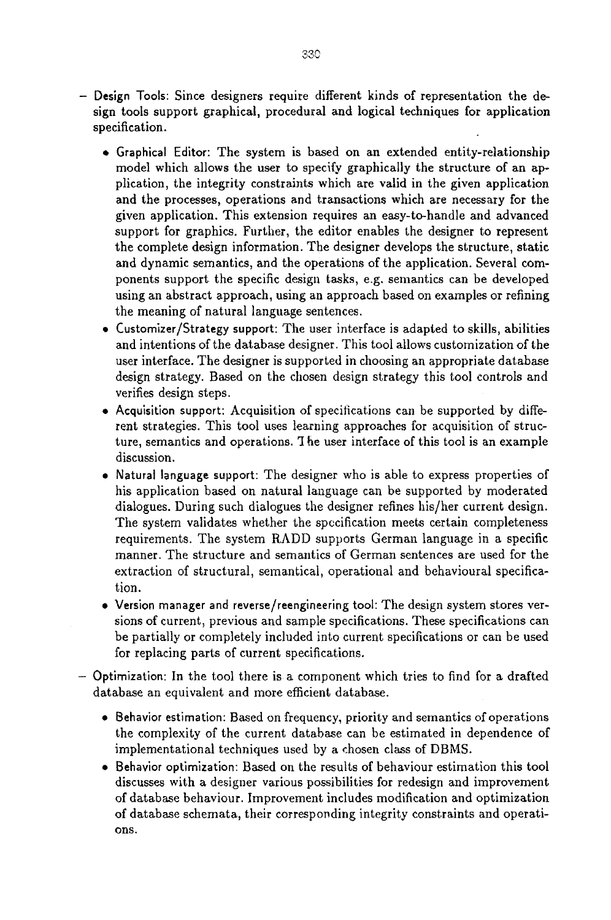- **Design Tools**: Since designers require different kinds of representation the design tools support graphical, procedural and logical techniques for application specification.
  - **Graphical Editor**: The system is based on an extended entity-relationship model which allows the user to specify graphically the structure of an application, the integrity constraints which are valid in the given application and the processes, operations and transactions which are necessary for the given application. This extension requires an easy-to-handle and advanced support for graphics. Further, the editor enables the designer to represent the complete design information. The designer develops the structure, static and dynamic semantics, and the operations of the application. Several components support the specific design tasks, e.g. semantics can be developed using an abstract approach, using an approach based on examples or refining the meaning of natural language sentences.
  - **Customizer/Strategy support**: The user interface is adapted to skills, abilities and intentions of the database designer. This tool allows customization of the user interface. The designer is supported in choosing an appropriate database design strategy. Based on the chosen design strategy this tool controls and verifies design steps.
  - **Acquisition support**: Acquisition of specifications can be supported by different strategies. This tool uses learning approaches for acquisition of structure, semantics and operations. The user interface of this tool is an example discussion.
  - **Natural language support**: The designer who is able to express properties of his application based on natural language can be supported by moderated dialogues. During such dialogues the designer refines his/her current design. The system validates whether the specification meets certain completeness requirements. The system RADD supports German language in a specific manner. The structure and semantics of German sentences are used for the extraction of structural, semantical, operational and behavioural specification.
  - **Version manager and reverse/reengineering tool**: The design system stores versions of current, previous and sample specifications. These specifications can be partially or completely included into current specifications or can be used for replacing parts of current specifications.
- **Optimization**: In the tool there is a component which tries to find for a drafted database an equivalent and more efficient database.
  - **Behavior estimation**: Based on frequency, priority and semantics of operations the complexity of the current database can be estimated in dependence of implementational techniques used by a chosen class of DBMS.
  - **Behavior optimization**: Based on the results of behaviour estimation this tool discusses with a designer various possibilities for redesign and improvement of database behaviour. Improvement includes modification and optimization of database schemata, their corresponding integrity constraints and operations.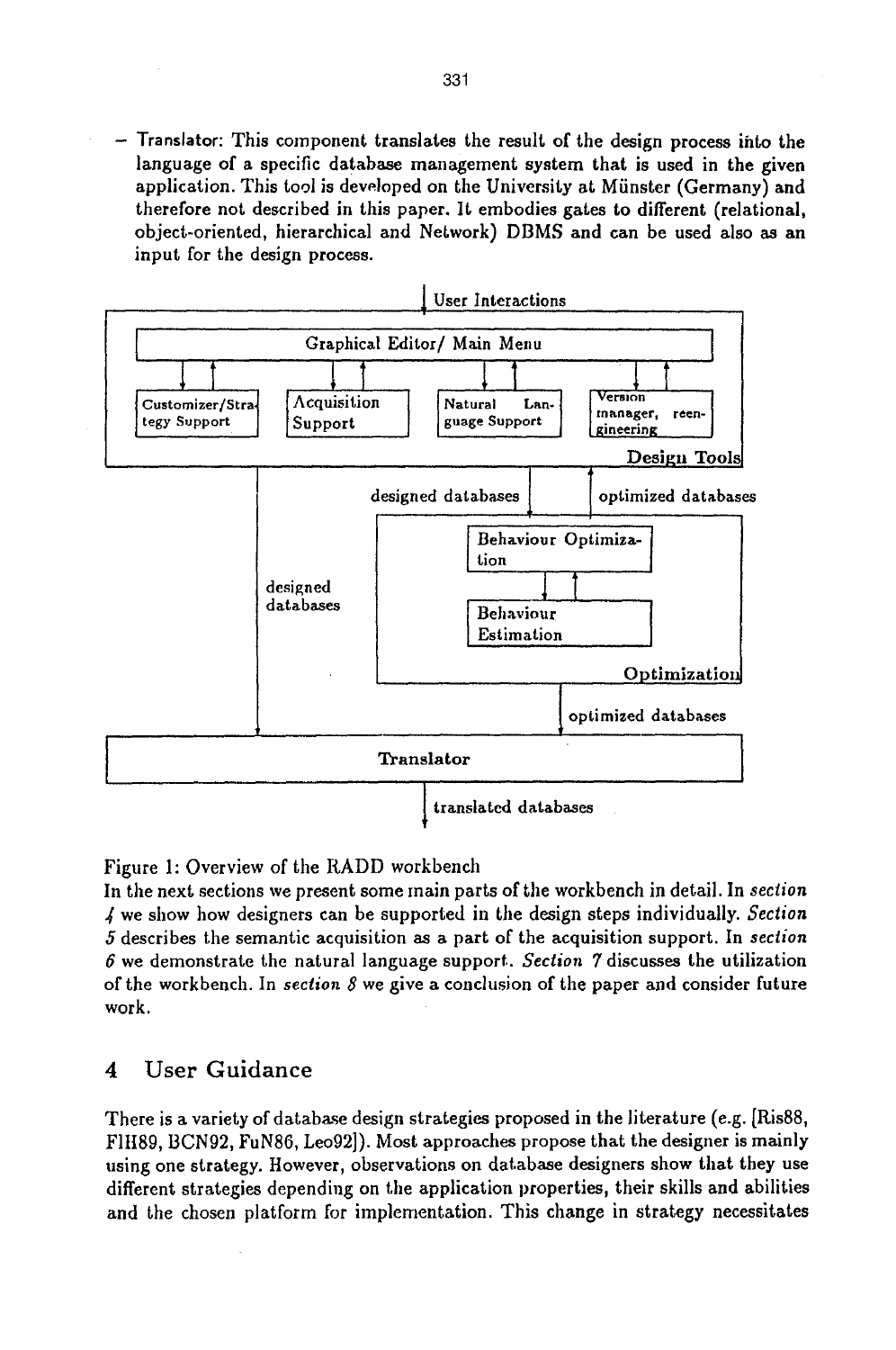- Translator: This component translates the result of the design process into the language of a specific database management system that is used in the given application. This tool is developed on the University at Münster (Germany) and therefore not described in this paper. It embodies gates to different (relational, object-oriented, hierarchical and Network) DBMS and can be used also as an input for the design process.

Figure 1: Overview of the RADD workbench

In the next sections we present some main parts of the workbench in detail. In *section 4* we show how designers can be supported in the design steps individually. *Section 5* describes the semantic acquisition as a part of the acquisition support. In *section 6* we demonstrate the natural language support. *Section 7* discusses the utilization of the workbench. In *section 8* we give a conclusion of the paper and consider future work.

## 4 User Guidance

There is a variety of database design strategies proposed in the literature (e.g. [Ris88, FlH89, BCN92, FuN86, Leo92]). Most approaches propose that the designer is mainly using one strategy. However, observations on database designers show that they use different strategies depending on the application properties, their skills and abilities and the chosen platform for implementation. This change in strategy necessitates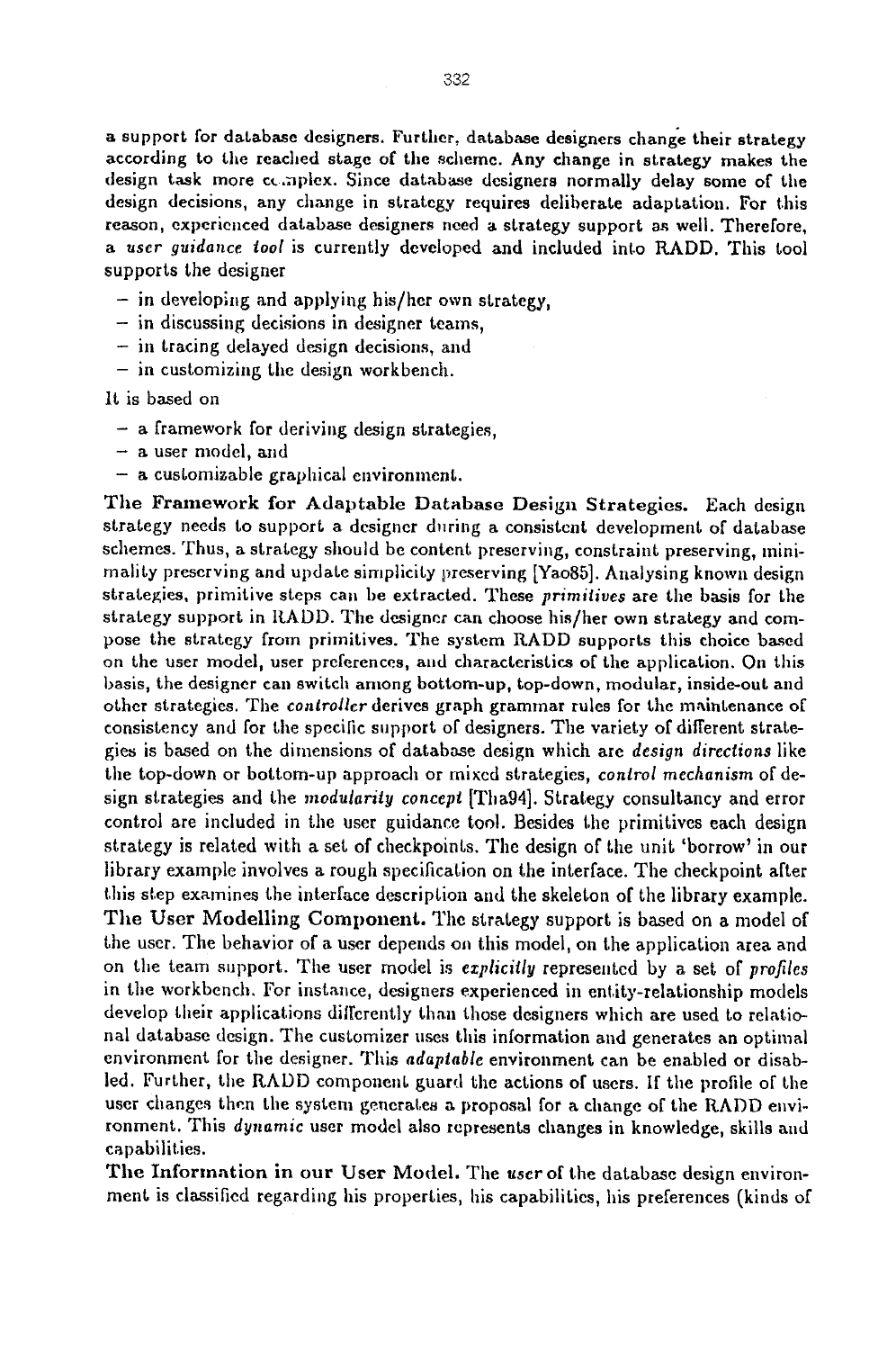a support for database designers. Further, database designers change their strategy according to the reached stage of the scheme. Any change in strategy makes the design task more complex. Since database designers normally delay some of the design decisions, any change in strategy requires deliberate adaptation. For this reason, experienced database designers need a strategy support as well. Therefore, a *user guidance tool* is currently developed and included into RADD. This tool supports the designer

- in developing and applying his/her own strategy,
- in discussing decisions in designer teams,
- in tracing delayed design decisions, and
- in customizing the design workbench.

It is based on

- a framework for deriving design strategies,
- a user model, and
- a customizable graphical environment.

**The Framework for Adaptable Database Design Strategies.** Each design strategy needs to support a designer during a consistent development of database schemes. Thus, a strategy should be content preserving, constraint preserving, minimality preserving and update simplicity preserving [Yao85]. Analysing known design strategies, primitive steps can be extracted. These *primitives* are the basis for the strategy support in RADD. The designer can choose his/her own strategy and compose the strategy from primitives. The system RADD supports this choice based on the user model, user preferences, and characteristics of the application. On this basis, the designer can switch among bottom-up, top-down, modular, inside-out and other strategies. The *controller* derives graph grammar rules for the maintenance of consistency and for the specific support of designers. The variety of different strategies is based on the dimensions of database design which are *design directions* like the top-down or bottom-up approach or mixed strategies, *control mechanism* of design strategies and the *modularity concept* [Tha94]. Strategy consultancy and error control are included in the user guidance tool. Besides the primitives each design strategy is related with a set of checkpoints. The design of the unit 'borrow' in our library example involves a rough specification on the interface. The checkpoint after this step examines the interface description and the skeleton of the library example.

**The User Modelling Component.** The strategy support is based on a model of the user. The behavior of a user depends on this model, on the application area and on the team support. The user model is *explicitly* represented by a set of *profiles* in the workbench. For instance, designers experienced in entity-relationship models develop their applications differently than those designers which are used to relational database design. The customizer uses this information and generates an optimal environment for the designer. This *adaptable* environment can be enabled or disabled. Further, the RADD component guard the actions of users. If the profile of the user changes then the system generates a proposal for a change of the RADD environment. This *dynamic* user model also represents changes in knowledge, skills and capabilities.

**The Information in our User Model.** The *user* of the database design environment is classified regarding his properties, his capabilities, his preferences (kinds of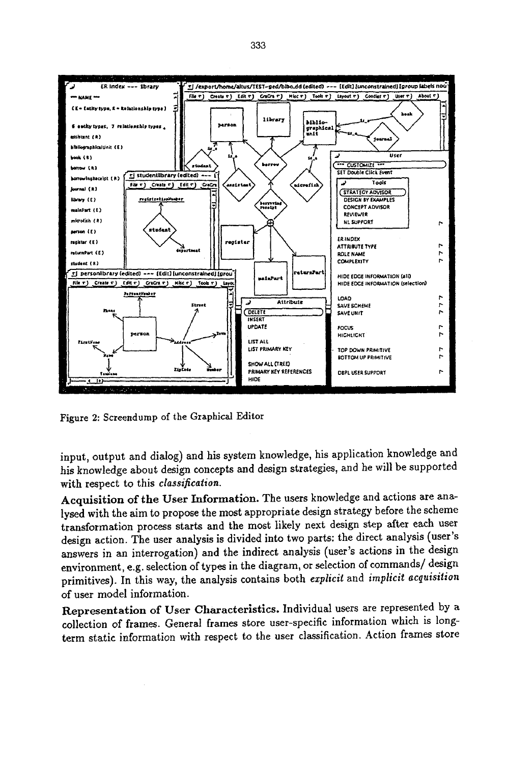Figure 2: Screendump of the Graphical Editor

input, output and dialog) and his system knowledge, his application knowledge and his knowledge about design concepts and design strategies, and he will be supported with respect to this *classification*.

**Acquisition of the User Information.** The users knowledge and actions are analysed with the aim to propose the most appropriate design strategy before the scheme transformation process starts and the most likely next design step after each user design action. The user analysis is divided into two parts: the direct analysis (user's answers in an interrogation) and the indirect analysis (user's actions in the design environment, e.g. selection of types in the diagram, or selection of commands/ design primitives). In this way, the analysis contains both *explicit* and *implicit acquisition* of user model information.

**Representation of User Characteristics.** Individual users are represented by a collection of frames. General frames store user-specific information which is long-term static information with respect to the user classification. Action frames store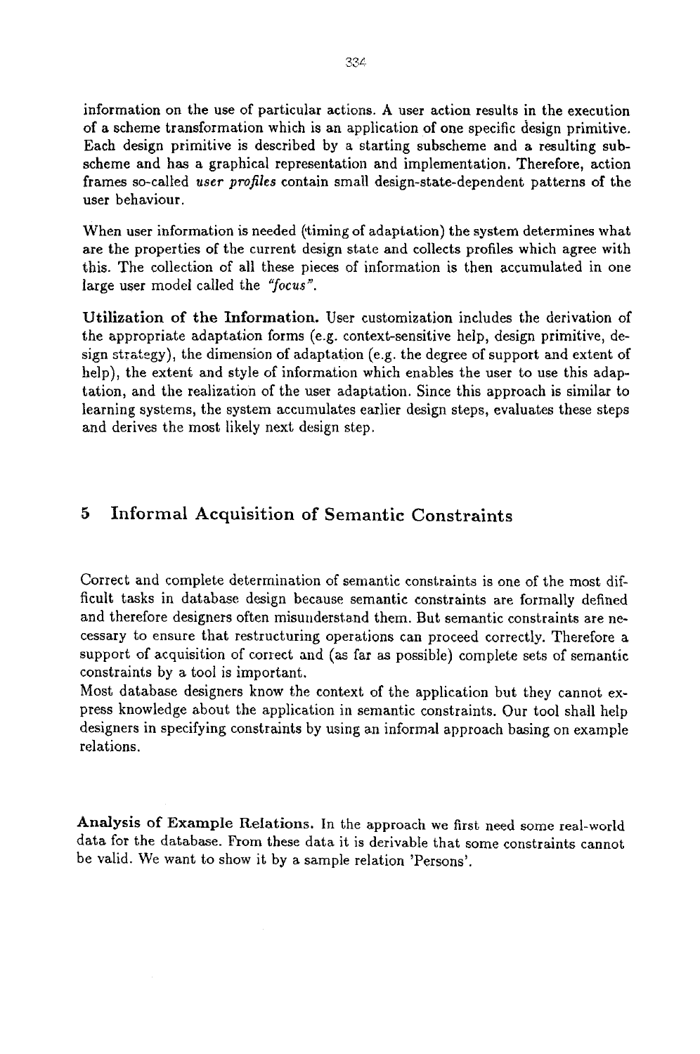information on the use of particular actions. A user action results in the execution of a scheme transformation which is an application of one specific design primitive. Each design primitive is described by a starting subscheme and a resulting subscheme and has a graphical representation and implementation. Therefore, action frames so-called *user profiles* contain small design-state-dependent patterns of the user behaviour.

When user information is needed (timing of adaptation) the system determines what are the properties of the current design state and collects profiles which agree with this. The collection of all these pieces of information is then accumulated in one large user model called the *"focus"*.

**Utilization of the Information.** User customization includes the derivation of the appropriate adaptation forms (e.g. context-sensitive help, design primitive, design strategy), the dimension of adaptation (e.g. the degree of support and extent of help), the extent and style of information which enables the user to use this adaptation, and the realization of the user adaptation. Since this approach is similar to learning systems, the system accumulates earlier design steps, evaluates these steps and derives the most likely next design step.

## 5 Informal Acquisition of Semantic Constraints

Correct and complete determination of semantic constraints is one of the most difficult tasks in database design because semantic constraints are formally defined and therefore designers often misunderstand them. But semantic constraints are necessary to ensure that restructuring operations can proceed correctly. Therefore a support of acquisition of correct and (as far as possible) complete sets of semantic constraints by a tool is important.
Most database designers know the context of the application but they cannot express knowledge about the application in semantic constraints. Our tool shall help designers in specifying constraints by using an informal approach basing on example relations.

**Analysis of Example Relations.** In the approach we first need some real-world data for the database. From these data it is derivable that some constraints cannot be valid. We want to show it by a sample relation 'Persons'.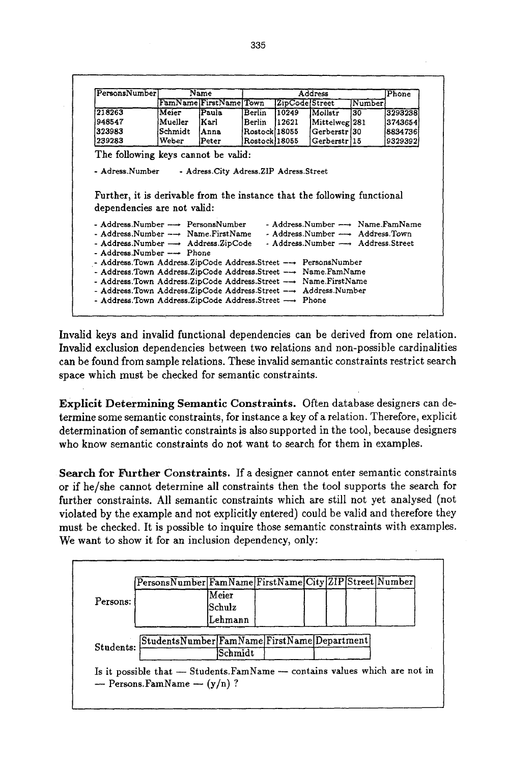| PersonsNumber | Name | | Address | | | | Phone |
|---|---|---|---|---|---|---|---|
| | FamName | FirstName | Town | ZipCode | Street | Number | |
| 218263 | Meier | Paula | Berlin | 10249 | Mollstr | 30 | 3293238 |
| 948547 | Mueller | Karl | Berlin | 12621 | Mittelweg | 281 | 3743654 |
| 323983 | Schmidt | Anna | Rostock | 18055 | Gerberstr | 30 | 8834736 |
| 239283 | Weber | Peter | Rostock | 18055 | Gerberstr | 15 | 9329392 |

The following keys cannot be valid:

- Adress.Number
- Adress.City Adress.ZIP Adress.Street

Further, it is derivable from the instance that the following functional dependencies are not valid:

- Address.Number ⟶ PersonsNumber
- Address.Number ⟶ Name.FamName
- Address.Number ⟶ Name.FirstName
- Address.Number ⟶ Address.Town
- Address.Number ⟶ Address.ZipCode
- Address.Number ⟶ Address.Street
- Address.Number ⟶ Phone
- Address.Town Address.ZipCode Address.Street ⟶ PersonsNumber
- Address.Town Address.ZipCode Address.Street ⟶ Name.FamName
- Address.Town Address.ZipCode Address.Street ⟶ Name.FirstName
- Address.Town Address.ZipCode Address.Street ⟶ Address.Number
- Address.Town Address.ZipCode Address.Street ⟶ Phone

Invalid keys and invalid functional dependencies can be derived from one relation. Invalid exclusion dependencies between two relations and non-possible cardinalities can be found from sample relations. These invalid semantic constraints restrict search space which must be checked for semantic constraints.

**Explicit Determining Semantic Constraints.** Often database designers can determine some semantic constraints, for instance a key of a relation. Therefore, explicit determination of semantic constraints is also supported in the tool, because designers who know semantic constraints do not want to search for them in examples.

**Search for Further Constraints.** If a designer cannot enter semantic constraints or if he/she cannot determine all constraints then the tool supports the search for further constraints. All semantic constraints which are still not yet analysed (not violated by the example and not explicitly entered) could be valid and therefore they must be checked. It is possible to inquire those semantic constraints with examples. We want to show it for an inclusion dependency, only:

Persons:

| PersonsNumber | FamName | FirstName | City | ZIP | Street | Number |
|---|---|---|---|---|---|---|
| | Meier | | | | | |
| | Schulz | | | | | |
| | Lehmann | | | | | |

Students:

| StudentsNumber | FamName | FirstName | Department |
|---|---|---|---|
| | Schmidt | | |

Is it possible that — Students.FamName — contains values which are not in — Persons.FamName — (y/n) ?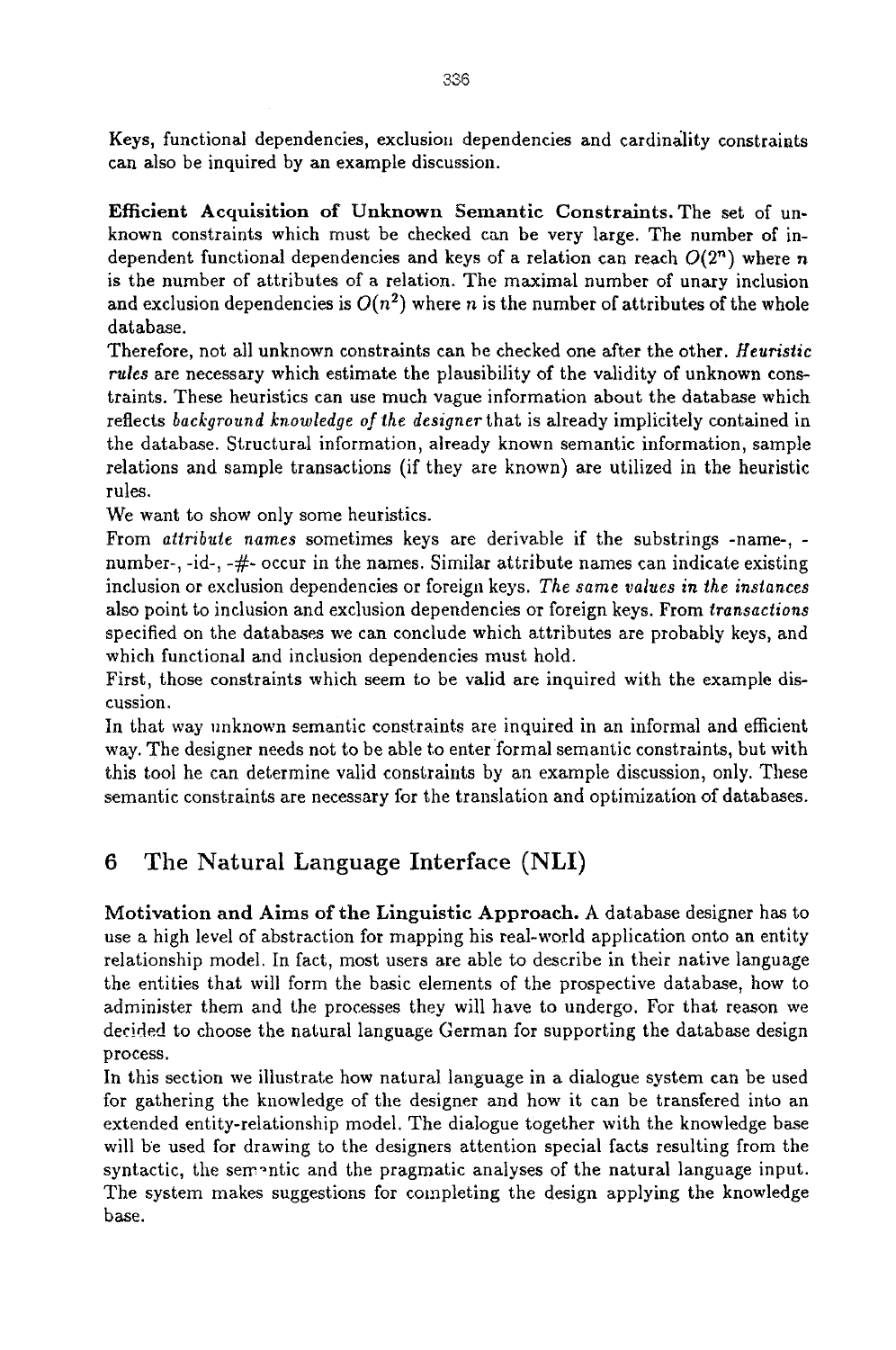Keys, functional dependencies, exclusion dependencies and cardinality constraints can also be inquired by an example discussion.

**Efficient Acquisition of Unknown Semantic Constraints.** The set of unknown constraints which must be checked can be very large. The number of independent functional dependencies and keys of a relation can reach $O(2^n)$ where $n$ is the number of attributes of a relation. The maximal number of unary inclusion and exclusion dependencies is $O(n^2)$ where $n$ is the number of attributes of the whole database.

Therefore, not all unknown constraints can be checked one after the other. *Heuristic rules* are necessary which estimate the plausibility of the validity of unknown constraints. These heuristics can use much vague information about the database which reflects *background knowledge of the designer* that is already implicitely contained in the database. Structural information, already known semantic information, sample relations and sample transactions (if they are known) are utilized in the heuristic rules.

We want to show only some heuristics.

From *attribute names* sometimes keys are derivable if the substrings -name-, -number-, -id-, -#- occur in the names. Similar attribute names can indicate existing inclusion or exclusion dependencies or foreign keys. *The same values in the instances* also point to inclusion and exclusion dependencies or foreign keys. From *transactions* specified on the databases we can conclude which attributes are probably keys, and which functional and inclusion dependencies must hold.

First, those constraints which seem to be valid are inquired with the example discussion.

In that way unknown semantic constraints are inquired in an informal and efficient way. The designer needs not to be able to enter formal semantic constraints, but with this tool he can determine valid constraints by an example discussion, only. These semantic constraints are necessary for the translation and optimization of databases.

## 6 The Natural Language Interface (NLI)

**Motivation and Aims of the Linguistic Approach.** A database designer has to use a high level of abstraction for mapping his real-world application onto an entity relationship model. In fact, most users are able to describe in their native language the entities that will form the basic elements of the prospective database, how to administer them and the processes they will have to undergo. For that reason we decided to choose the natural language German for supporting the database design process.

In this section we illustrate how natural language in a dialogue system can be used for gathering the knowledge of the designer and how it can be transfered into an extended entity-relationship model. The dialogue together with the knowledge base will be used for drawing to the designers attention special facts resulting from the syntactic, the semantic and the pragmatic analyses of the natural language input. The system makes suggestions for completing the design applying the knowledge base.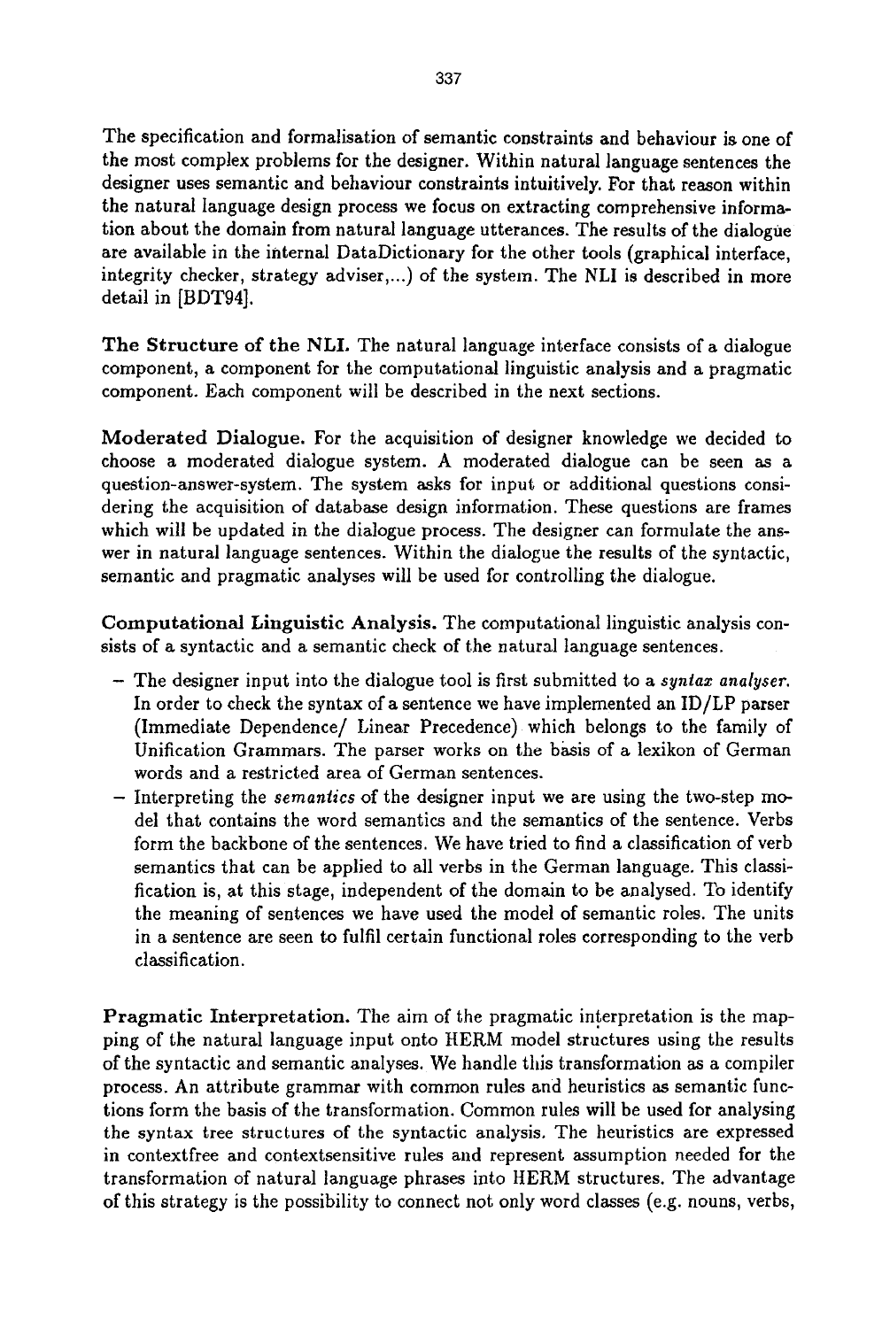The specification and formalisation of semantic constraints and behaviour is one of the most complex problems for the designer. Within natural language sentences the designer uses semantic and behaviour constraints intuitively. For that reason within the natural language design process we focus on extracting comprehensive information about the domain from natural language utterances. The results of the dialogue are available in the internal DataDictionary for the other tools (graphical interface, integrity checker, strategy adviser,...) of the system. The NLI is described in more detail in [BDT94].

**The Structure of the NLI.** The natural language interface consists of a dialogue component, a component for the computational linguistic analysis and a pragmatic component. Each component will be described in the next sections.

**Moderated Dialogue.** For the acquisition of designer knowledge we decided to choose a moderated dialogue system. A moderated dialogue can be seen as a question-answer-system. The system asks for input or additional questions considering the acquisition of database design information. These questions are frames which will be updated in the dialogue process. The designer can formulate the answer in natural language sentences. Within the dialogue the results of the syntactic, semantic and pragmatic analyses will be used for controlling the dialogue.

**Computational Linguistic Analysis.** The computational linguistic analysis consists of a syntactic and a semantic check of the natural language sentences.

- The designer input into the dialogue tool is first submitted to a *syntax analyser*. In order to check the syntax of a sentence we have implemented an ID/LP parser (Immediate Dependence/ Linear Precedence) which belongs to the family of Unification Grammars. The parser works on the basis of a lexikon of German words and a restricted area of German sentences.
- Interpreting the *semantics* of the designer input we are using the two-step model that contains the word semantics and the semantics of the sentence. Verbs form the backbone of the sentences. We have tried to find a classification of verb semantics that can be applied to all verbs in the German language. This classification is, at this stage, independent of the domain to be analysed. To identify the meaning of sentences we have used the model of semantic roles. The units in a sentence are seen to fulfil certain functional roles corresponding to the verb classification.

**Pragmatic Interpretation.** The aim of the pragmatic interpretation is the mapping of the natural language input onto HERM model structures using the results of the syntactic and semantic analyses. We handle this transformation as a compiler process. An attribute grammar with common rules and heuristics as semantic functions form the basis of the transformation. Common rules will be used for analysing the syntax tree structures of the syntactic analysis. The heuristics are expressed in contextfree and contextsensitive rules and represent assumption needed for the transformation of natural language phrases into HERM structures. The advantage of this strategy is the possibility to connect not only word classes (e.g. nouns, verbs,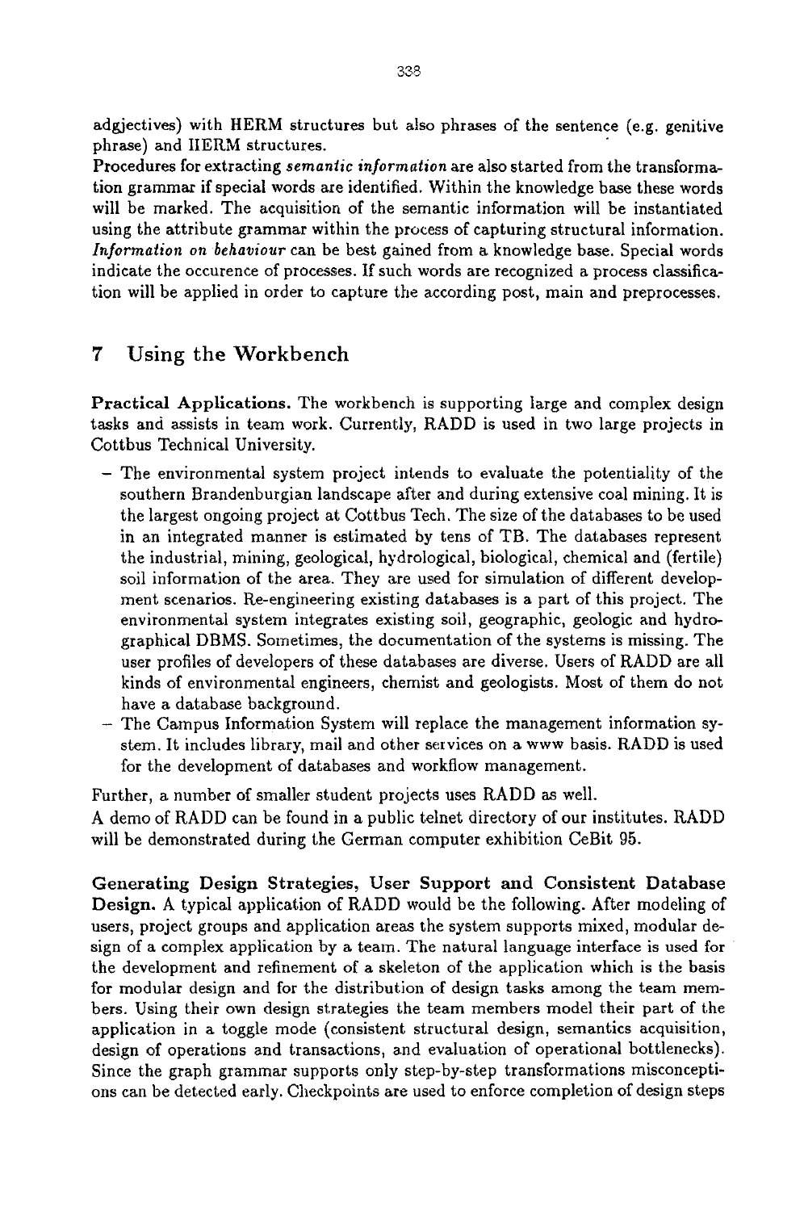adgjectives) with HERM structures but also phrases of the sentence (e.g. genitive phrase) and HERM structures.

Procedures for extracting *semantic information* are also started from the transformation grammar if special words are identified. Within the knowledge base these words will be marked. The acquisition of the semantic information will be instantiated using the attribute grammar within the process of capturing structural information.

*Information on behaviour* can be best gained from a knowledge base. Special words indicate the occurence of processes. If such words are recognized a process classification will be applied in order to capture the according post, main and preprocesses.

## 7 Using the Workbench

**Practical Applications.** The workbench is supporting large and complex design tasks and assists in team work. Currently, RADD is used in two large projects in Cottbus Technical University.

- The environmental system project intends to evaluate the potentiality of the southern Brandenburgian landscape after and during extensive coal mining. It is the largest ongoing project at Cottbus Tech. The size of the databases to be used in an integrated manner is estimated by tens of TB. The databases represent the industrial, mining, geological, hydrological, biological, chemical and (fertile) soil information of the area. They are used for simulation of different development scenarios. Re-engineering existing databases is a part of this project. The environmental system integrates existing soil, geographic, geologic and hydrographical DBMS. Sometimes, the documentation of the systems is missing. The user profiles of developers of these databases are diverse. Users of RADD are all kinds of environmental engineers, chemist and geologists. Most of them do not have a database background.
- The Campus Information System will replace the management information system. It includes library, mail and other services on a www basis. RADD is used for the development of databases and workflow management.

Further, a number of smaller student projects uses RADD as well.

A demo of RADD can be found in a public telnet directory of our institutes. RADD will be demonstrated during the German computer exhibition CeBit 95.

**Generating Design Strategies, User Support and Consistent Database Design.** A typical application of RADD would be the following. After modeling of users, project groups and application areas the system supports mixed, modular design of a complex application by a team. The natural language interface is used for the development and refinement of a skeleton of the application which is the basis for modular design and for the distribution of design tasks among the team members. Using their own design strategies the team members model their part of the application in a toggle mode (consistent structural design, semantics acquisition, design of operations and transactions, and evaluation of operational bottlenecks). Since the graph grammar supports only step-by-step transformations misconceptions can be detected early. Checkpoints are used to enforce completion of design steps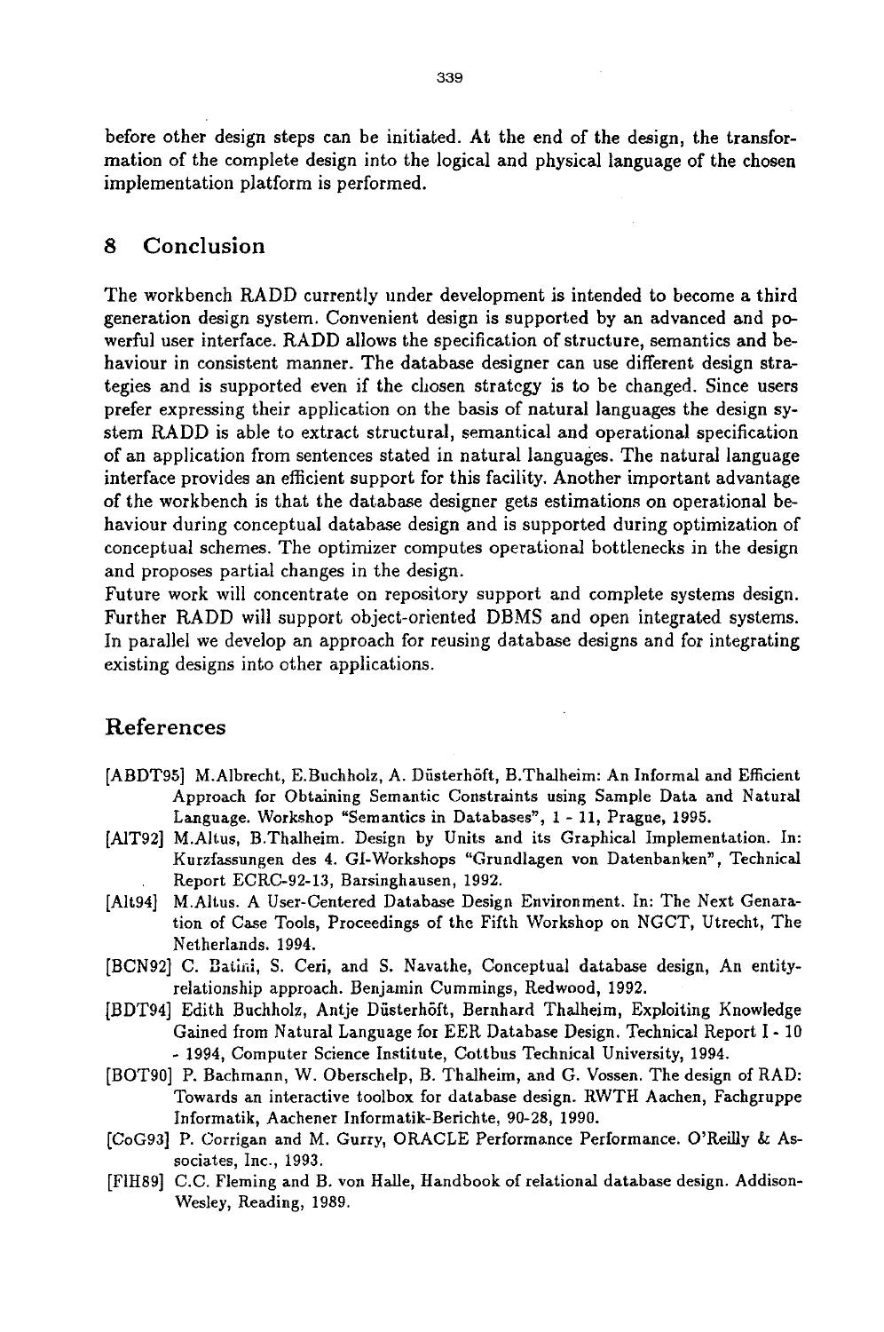before other design steps can be initiated. At the end of the design, the transformation of the complete design into the logical and physical language of the chosen implementation platform is performed.

## 8 Conclusion

The workbench RADD currently under development is intended to become a third generation design system. Convenient design is supported by an advanced and powerful user interface. RADD allows the specification of structure, semantics and behaviour in consistent manner. The database designer can use different design strategies and is supported even if the chosen strategy is to be changed. Since users prefer expressing their application on the basis of natural languages the design system RADD is able to extract structural, semantical and operational specification of an application from sentences stated in natural languages. The natural language interface provides an efficient support for this facility. Another important advantage of the workbench is that the database designer gets estimations on operational behaviour during conceptual database design and is supported during optimization of conceptual schemes. The optimizer computes operational bottlenecks in the design and proposes partial changes in the design.

Future work will concentrate on repository support and complete systems design. Further RADD will support object-oriented DBMS and open integrated systems. In parallel we develop an approach for reusing database designs and for integrating existing designs into other applications.

## References

[ABDT95] M.Albrecht, E.Buchholz, A. Düsterhöft, B.Thalheim: An Informal and Efficient Approach for Obtaining Semantic Constraints using Sample Data and Natural Language. Workshop "Semantics in Databases", 1 - 11, Prague, 1995.

[AlT92] M.Altus, B.Thalheim. Design by Units and its Graphical Implementation. In: Kurzfassungen des 4. GI-Workshops "Grundlagen von Datenbanken", Technical Report ECRC-92-13, Barsinghausen, 1992.

[Alt94] M.Altus. A User-Centered Database Design Environment. In: The Next Genaration of Case Tools, Proceedings of the Fifth Workshop on NGCT, Utrecht, The Netherlands. 1994.

[BCN92] C. Batini, S. Ceri, and S. Navathe, Conceptual database design, An entity-relationship approach. Benjamin Cummings, Redwood, 1992.

[BDT94] Edith Buchholz, Antje Düsterhöft, Bernhard Thalheim, Exploiting Knowledge Gained from Natural Language for EER Database Design. Technical Report I - 10 - 1994, Computer Science Institute, Cottbus Technical University, 1994.

[BOT90] P. Bachmann, W. Oberschelp, B. Thalheim, and G. Vossen. The design of RAD: Towards an interactive toolbox for database design. RWTH Aachen, Fachgruppe Informatik, Aachener Informatik-Berichte, 90-28, 1990.

[CoG93] P. Corrigan and M. Gurry, ORACLE Performance Performance. O'Reilly & Associates, Inc., 1993.

[FlH89] C.C. Fleming and B. von Halle, Handbook of relational database design. Addison-Wesley, Reading, 1989.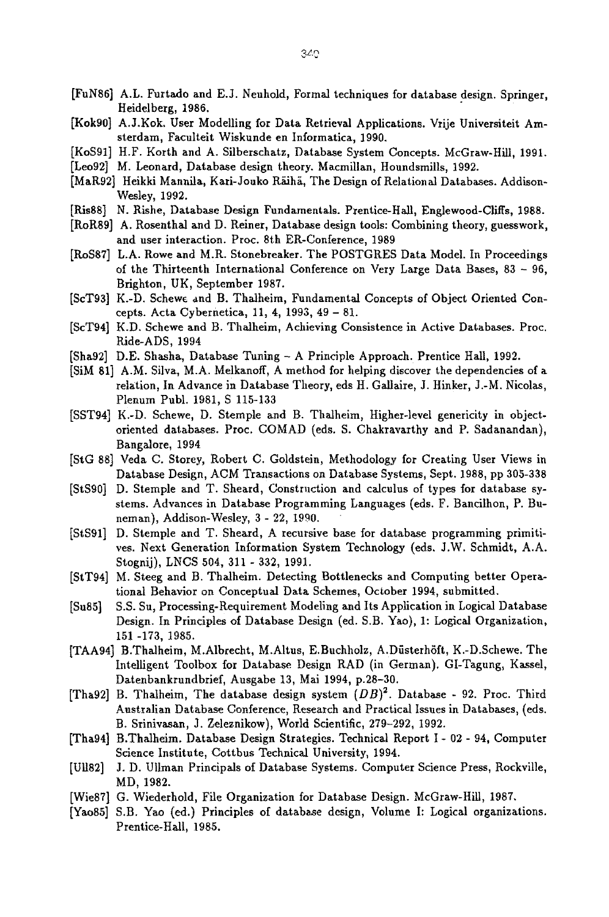[FuN86] A.L. Furtado and E.J. Neuhold, Formal techniques for database design. Springer, Heidelberg, 1986.

[Kok90] A.J.Kok. User Modelling for Data Retrieval Applications. Vrije Universiteit Amsterdam, Faculteit Wiskunde en Informatica, 1990.

[KoS91] H.F. Korth and A. Silberschatz, Database System Concepts. McGraw-Hill, 1991.

[Leo92] M. Leonard, Database design theory. Macmillan, Houndsmills, 1992.

[MaR92] Heikki Mannila, Kari-Jouko Räihä, The Design of Relational Databases. Addison-Wesley, 1992.

[Ris88] N. Rishe, Database Design Fundamentals. Prentice-Hall, Englewood-Cliffs, 1988.

[RoR89] A. Rosenthal and D. Reiner, Database design tools: Combining theory, guesswork, and user interaction. Proc. 8th ER-Conference, 1989

[RoS87] L.A. Rowe and M.R. Stonebreaker. The POSTGRES Data Model. In Proceedings of the Thirteenth International Conference on Very Large Data Bases, 83 – 96, Brighton, UK, September 1987.

[ScT93] K.-D. Schewe and B. Thalheim, Fundamental Concepts of Object Oriented Concepts. Acta Cybernetica, 11, 4, 1993, 49 – 81.

[ScT94] K.D. Schewe and B. Thalheim, Achieving Consistence in Active Databases. Proc. Ride-ADS, 1994

[Sha92] D.E. Shasha, Database Tuning – A Principle Approach. Prentice Hall, 1992.

[SiM 81] A.M. Silva, M.A. Melkanoff, A method for helping discover the dependencies of a relation, In Advance in Database Theory, eds H. Gallaire, J. Hinker, J.-M. Nicolas, Plenum Publ. 1981, S 115-133

[SST94] K.-D. Schewe, D. Stemple and B. Thalheim, Higher-level genericity in object-oriented databases. Proc. COMAD (eds. S. Chakravarthy and P. Sadanandan), Bangalore, 1994

[StG 88] Veda C. Storey, Robert C. Goldstein, Methodology for Creating User Views in Database Design, ACM Transactions on Database Systems, Sept. 1988, pp 305-338

[StS90] D. Stemple and T. Sheard, Construction and calculus of types for database systems. Advances in Database Programming Languages (eds. F. Bancilhon, P. Buneman), Addison-Wesley, 3 - 22, 1990.

[StS91] D. Stemple and T. Sheard, A recursive base for database programming primitives. Next Generation Information System Technology (eds. J.W. Schmidt, A.A. Stognij), LNCS 504, 311 - 332, 1991.

[StT94] M. Steeg and B. Thalheim. Detecting Bottlenecks and Computing better Operational Behavior on Conceptual Data Schemes, October 1994, submitted.

[Su85] S.S. Su, Processing-Requirement Modeling and Its Application in Logical Database Design. In Principles of Database Design (ed. S.B. Yao), 1: Logical Organization, 151 -173, 1985.

[TAA94] B.Thalheim, M.Albrecht, M.Altus, E.Buchholz, A.Düsterhöft, K.-D.Schewe. The Intelligent Toolbox for Database Design RAD (in German). GI-Tagung, Kassel, Datenbankrundbrief, Ausgabe 13, Mai 1994, p.28–30.

[Tha92] B. Thalheim, The database design system $(DB)^2$. Database - 92. Proc. Third Australian Database Conference, Research and Practical Issues in Databases, (eds. B. Srinivasan, J. Zeleznikow), World Scientific, 279–292, 1992.

[Tha94] B.Thalheim. Database Design Strategies. Technical Report I - 02 - 94, Computer Science Institute, Cottbus Technical University, 1994.

[Ull82] J. D. Ullman Principals of Database Systems. Computer Science Press, Rockville, MD, 1982.

[Wie87] G. Wiederhold, File Organization for Database Design. McGraw-Hill, 1987.

[Yao85] S.B. Yao (ed.) Principles of database design, Volume I: Logical organizations. Prentice-Hall, 1985.